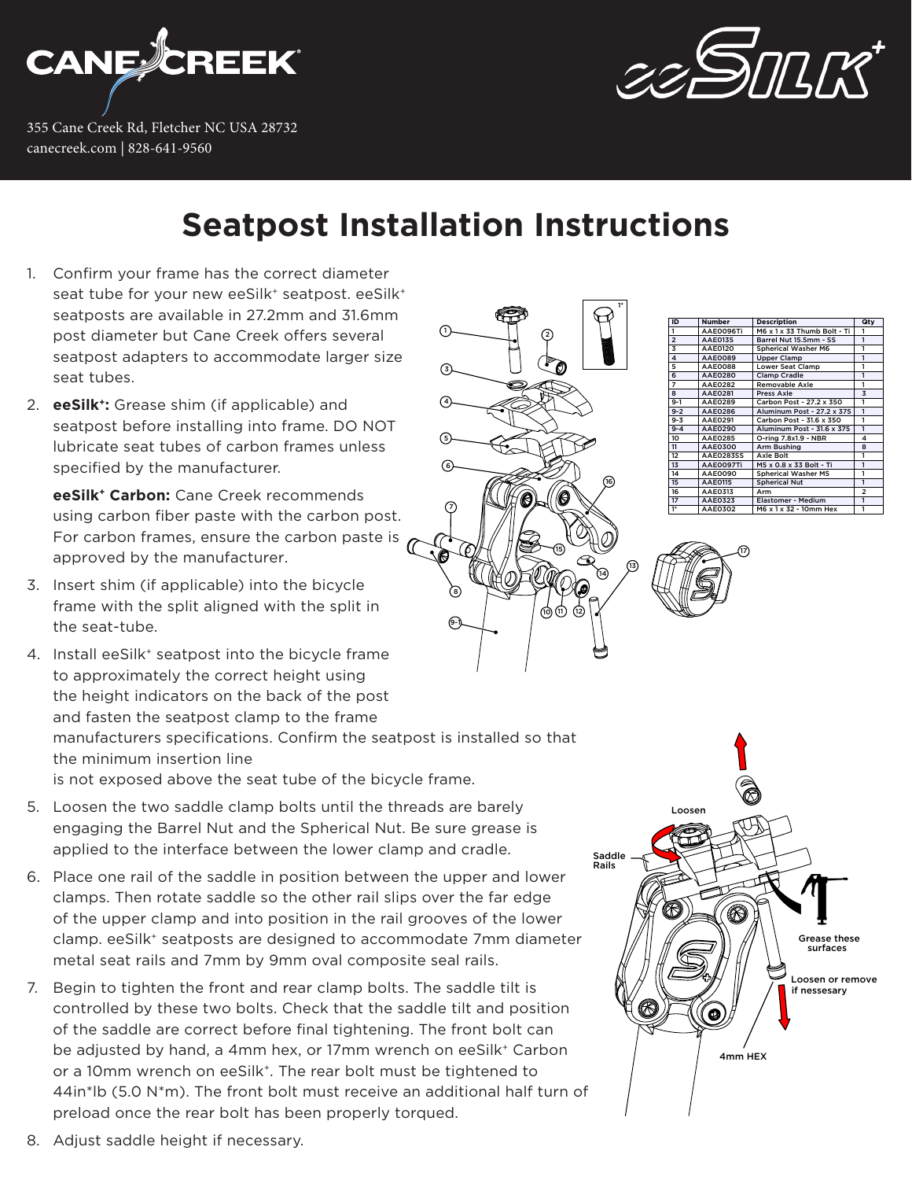CANE CREEK

355 Cane Creek Rd, Fletcher NC USA 28732
canecreek.com | 828-641-9560

eeSilk+

# Seatpost Installation Instructions

| ID | Number | Description | Qty |
|---|---|---|---|
| 1 | AAE0096Ti | M6 x 1 x 33 Thumb Bolt - Ti | 1 |
| 2 | AAE0135 | Barrel Nut 15.5mm - SS | 1 |
| 3 | AAE0120 | Spherical Washer M6 | 1 |
| 4 | AAE0089 | Upper Clamp | 1 |
| 5 | AAE0088 | Lower Seat Clamp | 1 |
| 6 | AAE0280 | Clamp Cradle | 1 |
| 7 | AAE0282 | Removable Axle | 1 |
| 8 | AAE0281 | Press Axle | 3 |
| 9-1 | AAE0289 | Carbon Post - 27.2 x 350 | 1 |
| 9-2 | AAE0286 | Aluminum Post - 27.2 x 375 | 1 |
| 9-3 | AAE0291 | Carbon Post - 31.6 x 350 | 1 |
| 9-4 | AAE0290 | Aluminum Post - 31.6 x 375 | 1 |
| 10 | AAE0285 | O-ring 7.8x1.9 - NBR | 4 |
| 11 | AAE0300 | Arm Bushing | 8 |
| 12 | AAE0283SS | Axle Bolt | 1 |
| 13 | AAE0097Ti | M5 x 0.8 x 33 Bolt - Ti | 1 |
| 14 | AAE0090 | Spherical Washer M5 | 1 |
| 15 | AAE0115 | Spherical Nut | 1 |
| 16 | AAE0313 | Arm | 2 |
| 17 | AAE0323 | Elastomer - Medium | 1 |
| 1* | AAE0302 | M6 x 1 x 32 - 10mm Hex | 1 |

1. Confirm your frame has the correct diameter seat tube for your new eeSilk+ seatpost. eeSilk+ seatposts are available in 27.2mm and 31.6mm post diameter but Cane Creek offers several seatpost adapters to accommodate larger size seat tubes.
2. **eeSilk+:** Grease shim (if applicable) and seatpost before installing into frame. DO NOT lubricate seat tubes of carbon frames unless specified by the manufacturer.

   **eeSilk+ Carbon:** Cane Creek recommends using carbon fiber paste with the carbon post. For carbon frames, ensure the carbon paste is approved by the manufacturer.
3. Insert shim (if applicable) into the bicycle frame with the split aligned with the split in the seat-tube.
4. Install eeSilk+ seatpost into the bicycle frame to approximately the correct height using the height indicators on the back of the post and fasten the seatpost clamp to the frame manufacturers specifications. Confirm the seatpost is installed so that the minimum insertion line is not exposed above the seat tube of the bicycle frame.
5. Loosen the two saddle clamp bolts until the threads are barely engaging the Barrel Nut and the Spherical Nut. Be sure grease is applied to the interface between the lower clamp and cradle.
6. Place one rail of the saddle in position between the upper and lower clamps. Then rotate saddle so the other rail slips over the far edge of the upper clamp and into position in the rail grooves of the lower clamp. eeSilk+ seatposts are designed to accommodate 7mm diameter metal seat rails and 7mm by 9mm oval composite seal rails.
7. Begin to tighten the front and rear clamp bolts. The saddle tilt is controlled by these two bolts. Check that the saddle tilt and position of the saddle are correct before final tightening. The front bolt can be adjusted by hand, a 4mm hex, or 17mm wrench on eeSilk+ Carbon or a 10mm wrench on eeSilk+. The rear bolt must be tightened to 44in*lb (5.0 N*m). The front bolt must receive an additional half turn of preload once the rear bolt has been properly torqued.
8. Adjust saddle height if necessary.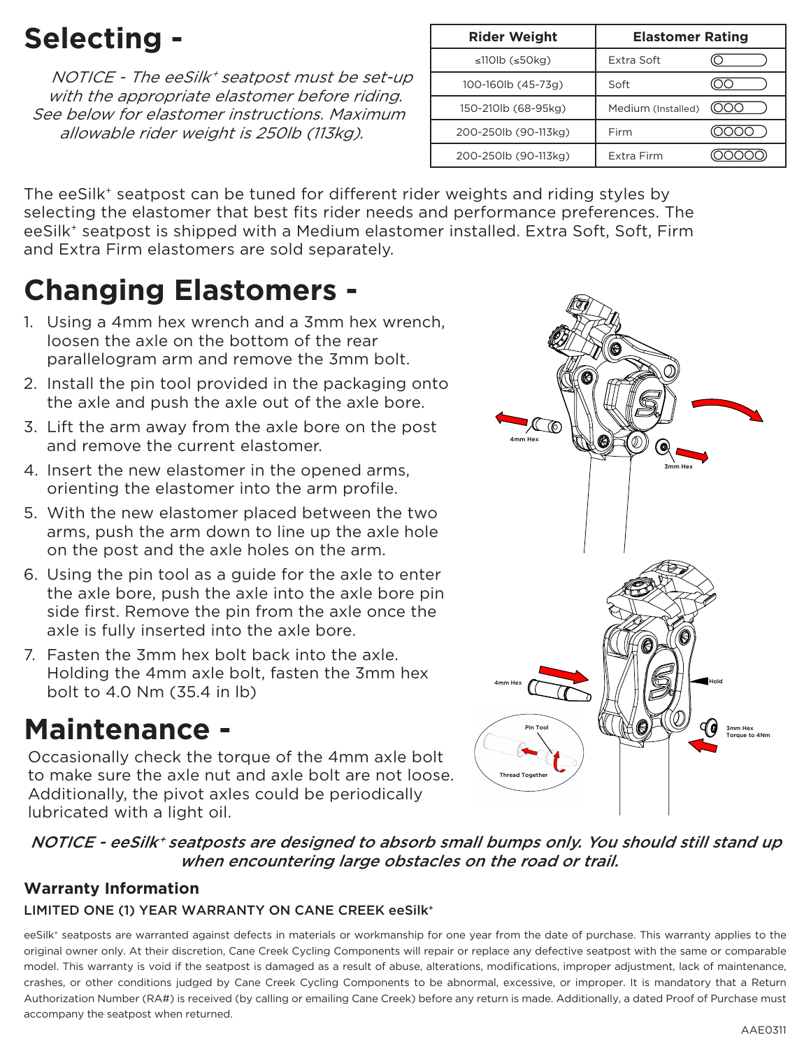# Selecting -

*NOTICE - The eeSilk⁺ seatpost must be set-up with the appropriate elastomer before riding. See below for elastomer instructions. Maximum allowable rider weight is 250lb (113kg).*

| Rider Weight | Elastomer Rating |
|---|---|
| ≤110lb (≤50kg) | Extra Soft |
| 100-160lb (45-73g) | Soft |
| 150-210lb (68-95kg) | Medium (Installed) |
| 200-250lb (90-113kg) | Firm |
| 200-250lb (90-113kg) | Extra Firm |

The eeSilk⁺ seatpost can be tuned for different rider weights and riding styles by selecting the elastomer that best fits rider needs and performance preferences. The eeSilk⁺ seatpost is shipped with a Medium elastomer installed. Extra Soft, Soft, Firm and Extra Firm elastomers are sold separately.

# Changing Elastomers -

1. Using a 4mm hex wrench and a 3mm hex wrench, loosen the axle on the bottom of the rear parallelogram arm and remove the 3mm bolt.
2. Install the pin tool provided in the packaging onto the axle and push the axle out of the axle bore.
3. Lift the arm away from the axle bore on the post and remove the current elastomer.
4. Insert the new elastomer in the opened arms, orienting the elastomer into the arm profile.
5. With the new elastomer placed between the two arms, push the arm down to line up the axle hole on the post and the axle holes on the arm.
6. Using the pin tool as a guide for the axle to enter the axle bore, push the axle into the axle bore pin side first. Remove the pin from the axle once the axle is fully inserted into the axle bore.
7. Fasten the 3mm hex bolt back into the axle. Holding the 4mm axle bolt, fasten the 3mm hex bolt to 4.0 Nm (35.4 in lb)

4mm Hex

3mm Hex

4mm Hex

Hold

Pin Tool

Thread Together

3mm Hex
Torque to 4Nm

# Maintenance -

Occasionally check the torque of the 4mm axle bolt to make sure the axle nut and axle bolt are not loose. Additionally, the pivot axles could be periodically lubricated with a light oil.

***NOTICE - eeSilk⁺ seatposts are designed to absorb small bumps only. You should still stand up when encountering large obstacles on the road or trail.***

## Warranty Information

### LIMITED ONE (1) YEAR WARRANTY ON CANE CREEK eeSilk⁺

eeSilk⁺ seatposts are warranted against defects in materials or workmanship for one year from the date of purchase. This warranty applies to the original owner only. At their discretion, Cane Creek Cycling Components will repair or replace any defective seatpost with the same or comparable model. This warranty is void if the seatpost is damaged as a result of abuse, alterations, modifications, improper adjustment, lack of maintenance, crashes, or other conditions judged by Cane Creek Cycling Components to be abnormal, excessive, or improper. It is mandatory that a Return Authorization Number (RA#) is received (by calling or emailing Cane Creek) before any return is made. Additionally, a dated Proof of Purchase must accompany the seatpost when returned.

AAE0311